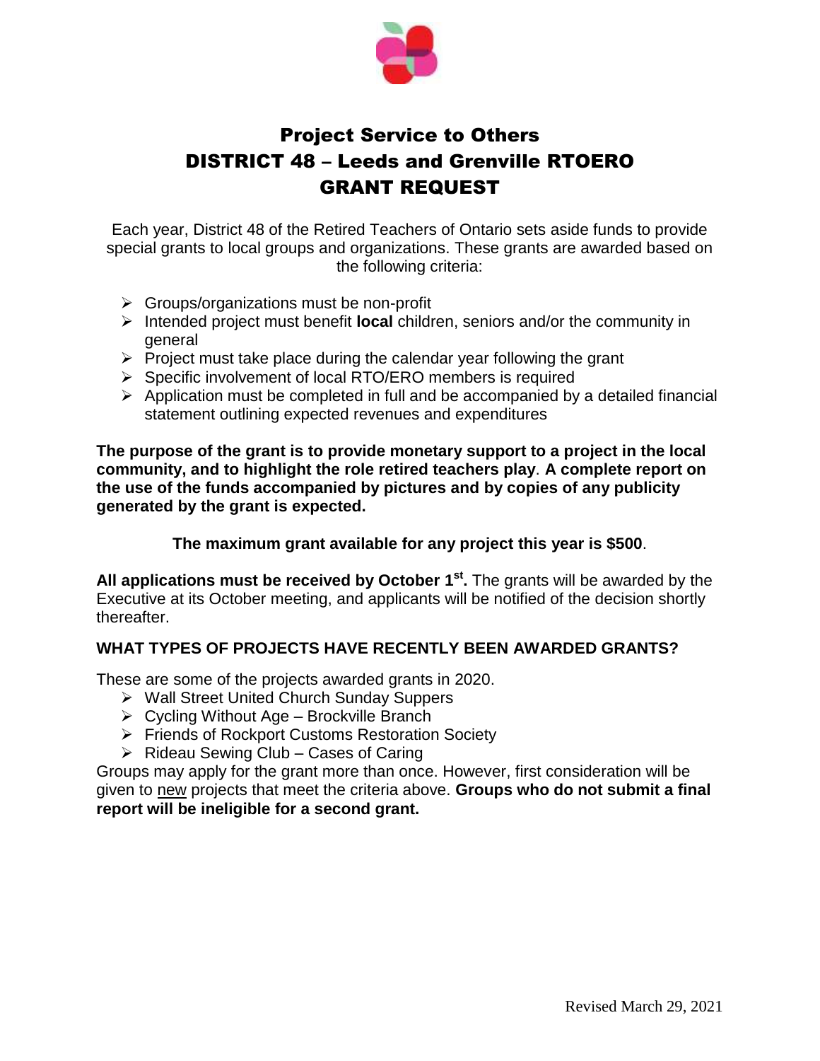# Project Service to Others
# DISTRICT 48 – Leeds and Grenville RTOERO
# GRANT REQUEST

Each year, District 48 of the Retired Teachers of Ontario sets aside funds to provide special grants to local groups and organizations. These grants are awarded based on the following criteria:

- Groups/organizations must be non-profit
- Intended project must benefit **local** children, seniors and/or the community in general
- Project must take place during the calendar year following the grant
- Specific involvement of local RTO/ERO members is required
- Application must be completed in full and be accompanied by a detailed financial statement outlining expected revenues and expenditures

**The purpose of the grant is to provide monetary support to a project in the local community, and to highlight the role retired teachers play**. **A complete report on the use of the funds accompanied by pictures and by copies of any publicity generated by the grant is expected.**

**The maximum grant available for any project this year is $500**.

**All applications must be received by October 1st.** The grants will be awarded by the Executive at its October meeting, and applicants will be notified of the decision shortly thereafter.

**WHAT TYPES OF PROJECTS HAVE RECENTLY BEEN AWARDED GRANTS?**

These are some of the projects awarded grants in 2020.

- Wall Street United Church Sunday Suppers
- Cycling Without Age – Brockville Branch
- Friends of Rockport Customs Restoration Society
- Rideau Sewing Club – Cases of Caring

Groups may apply for the grant more than once. However, first consideration will be given to new projects that meet the criteria above. **Groups who do not submit a final report will be ineligible for a second grant.**

Revised March 29, 2021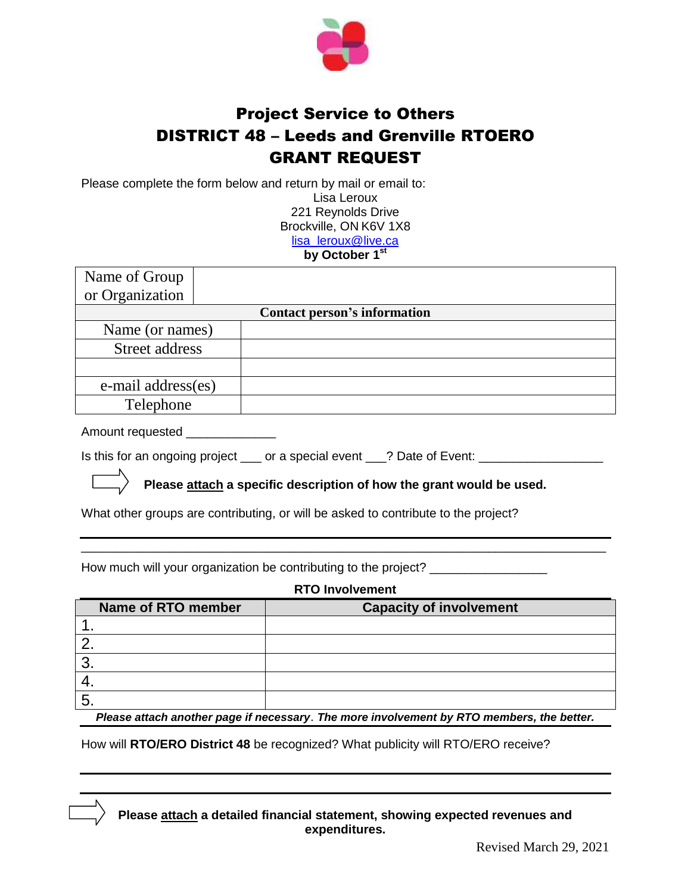# Project Service to Others
# DISTRICT 48 – Leeds and Grenville RTOERO
# GRANT REQUEST

Please complete the form below and return by mail or email to:

Lisa Leroux
221 Reynolds Drive
Brockville, ON K6V 1X8
lisa_leroux@live.ca
**by October 1st**

| Name of Group or Organization | |
|---|---|
| **Contact person's information** | |
| Name (or names) | |
| Street address | |
| | |
| e-mail address(es) | |
| Telephone | |

Amount requested _____________

Is this for an ongoing project ___ or a special event ___? Date of Event: _________________

**Please attach a specific description of how the grant would be used.**

What other groups are contributing, or will be asked to contribute to the project?

___________________________________________________________________________

How much will your organization be contributing to the project? ________________

**RTO Involvement**

| Name of RTO member | Capacity of involvement |
|---|---|
| 1. | |
| 2. | |
| 3. | |
| 4. | |
| 5. | |

***Please attach another page if necessary. The more involvement by RTO members, the better.***

How will **RTO/ERO District 48** be recognized? What publicity will RTO/ERO receive?

**Please attach a detailed financial statement, showing expected revenues and expenditures.**

Revised March 29, 2021